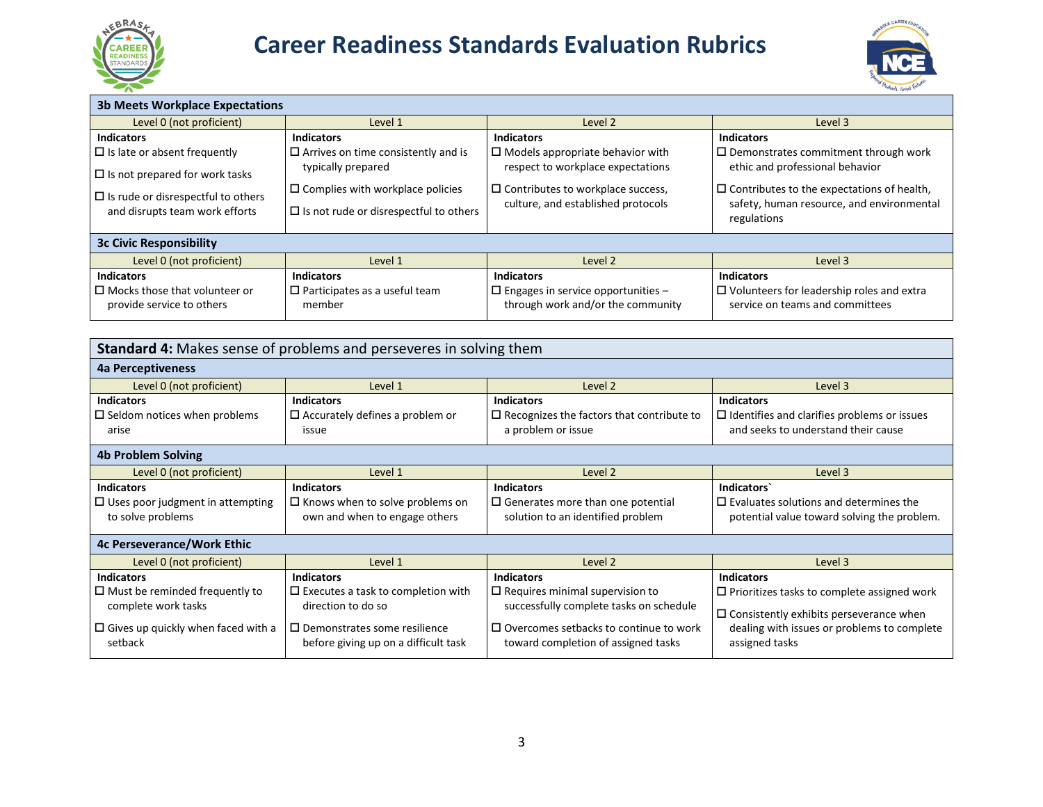# Career Readiness Standards Evaluation Rubrics

### 3b Meets Workplace Expectations

| Level 0 (not proficient) | Level 1 | Level 2 | Level 3 |
|---|---|---|---|
| **Indicators**<br>☐ Is late or absent frequently<br>☐ Is not prepared for work tasks<br>☐ Is rude or disrespectful to others and disrupts team work efforts | **Indicators**<br>☐ Arrives on time consistently and is typically prepared<br>☐ Complies with workplace policies<br>☐ Is not rude or disrespectful to others | **Indicators**<br>☐ Models appropriate behavior with respect to workplace expectations<br>☐ Contributes to workplace success, culture, and established protocols | **Indicators**<br>☐ Demonstrates commitment through work ethic and professional behavior<br>☐ Contributes to the expectations of health, safety, human resource, and environmental regulations |

### 3c Civic Responsibility

| Level 0 (not proficient) | Level 1 | Level 2 | Level 3 |
|---|---|---|---|
| **Indicators**<br>☐ Mocks those that volunteer or provide service to others | **Indicators**<br>☐ Participates as a useful team member | **Indicators**<br>☐ Engages in service opportunities – through work and/or the community | **Indicators**<br>☐ Volunteers for leadership roles and extra service on teams and committees |

## **Standard 4:** Makes sense of problems and perseveres in solving them

### 4a Perceptiveness

| Level 0 (not proficient) | Level 1 | Level 2 | Level 3 |
|---|---|---|---|
| **Indicators**<br>☐ Seldom notices when problems arise | **Indicators**<br>☐ Accurately defines a problem or issue | **Indicators**<br>☐ Recognizes the factors that contribute to a problem or issue | **Indicators**<br>☐ Identifies and clarifies problems or issues and seeks to understand their cause |

### 4b Problem Solving

| Level 0 (not proficient) | Level 1 | Level 2 | Level 3 |
|---|---|---|---|
| **Indicators**<br>☐ Uses poor judgment in attempting to solve problems | **Indicators**<br>☐ Knows when to solve problems on own and when to engage others | **Indicators**<br>☐ Generates more than one potential solution to an identified problem | **Indicators`**<br>☐ Evaluates solutions and determines the potential value toward solving the problem. |

### 4c Perseverance/Work Ethic

| Level 0 (not proficient) | Level 1 | Level 2 | Level 3 |
|---|---|---|---|
| **Indicators**<br>☐ Must be reminded frequently to complete work tasks<br>☐ Gives up quickly when faced with a setback | **Indicators**<br>☐ Executes a task to completion with direction to do so<br>☐ Demonstrates some resilience before giving up on a difficult task | **Indicators**<br>☐ Requires minimal supervision to successfully complete tasks on schedule<br>☐ Overcomes setbacks to continue to work toward completion of assigned tasks | **Indicators**<br>☐ Prioritizes tasks to complete assigned work<br>☐ Consistently exhibits perseverance when dealing with issues or problems to complete assigned tasks |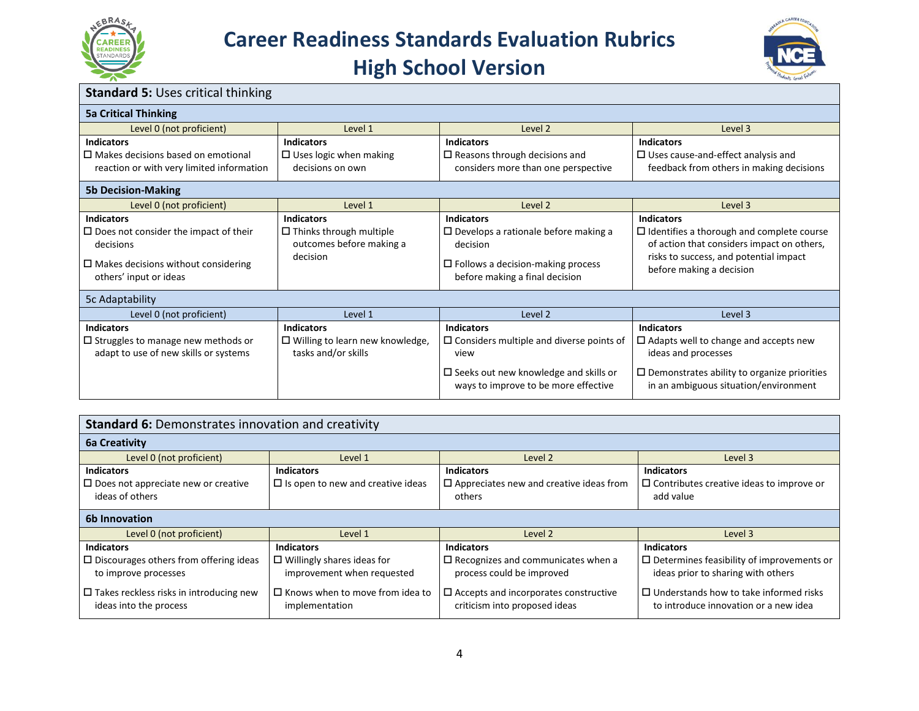# Career Readiness Standards Evaluation Rubrics
## High School Version

### Standard 5: Uses critical thinking

#### 5a Critical Thinking

| Level 0 (not proficient) | Level 1 | Level 2 | Level 3 |
|---|---|---|---|
| **Indicators**<br>☐ Makes decisions based on emotional reaction or with very limited information | **Indicators**<br>☐ Uses logic when making decisions on own | **Indicators**<br>☐ Reasons through decisions and considers more than one perspective | **Indicators**<br>☐ Uses cause-and-effect analysis and feedback from others in making decisions |

#### 5b Decision-Making

| Level 0 (not proficient) | Level 1 | Level 2 | Level 3 |
|---|---|---|---|
| **Indicators**<br>☐ Does not consider the impact of their decisions<br>☐ Makes decisions without considering others' input or ideas | **Indicators**<br>☐ Thinks through multiple outcomes before making a decision | **Indicators**<br>☐ Develops a rationale before making a decision<br>☐ Follows a decision-making process before making a final decision | **Indicators**<br>☐ Identifies a thorough and complete course of action that considers impact on others, risks to success, and potential impact before making a decision |

#### 5c Adaptability

| Level 0 (not proficient) | Level 1 | Level 2 | Level 3 |
|---|---|---|---|
| **Indicators**<br>☐ Struggles to manage new methods or adapt to use of new skills or systems | **Indicators**<br>☐ Willing to learn new knowledge, tasks and/or skills | **Indicators**<br>☐ Considers multiple and diverse points of view<br>☐ Seeks out new knowledge and skills or ways to improve to be more effective | **Indicators**<br>☐ Adapts well to change and accepts new ideas and processes<br>☐ Demonstrates ability to organize priorities in an ambiguous situation/environment |

### Standard 6: Demonstrates innovation and creativity

#### 6a Creativity

| Level 0 (not proficient) | Level 1 | Level 2 | Level 3 |
|---|---|---|---|
| **Indicators**<br>☐ Does not appreciate new or creative ideas of others | **Indicators**<br>☐ Is open to new and creative ideas | **Indicators**<br>☐ Appreciates new and creative ideas from others | **Indicators**<br>☐ Contributes creative ideas to improve or add value |

#### 6b Innovation

| Level 0 (not proficient) | Level 1 | Level 2 | Level 3 |
|---|---|---|---|
| **Indicators**<br>☐ Discourages others from offering ideas to improve processes<br>☐ Takes reckless risks in introducing new ideas into the process | **Indicators**<br>☐ Willingly shares ideas for improvement when requested<br>☐ Knows when to move from idea to implementation | **Indicators**<br>☐ Recognizes and communicates when a process could be improved<br>☐ Accepts and incorporates constructive criticism into proposed ideas | **Indicators**<br>☐ Determines feasibility of improvements or ideas prior to sharing with others<br>☐ Understands how to take informed risks to introduce innovation or a new idea |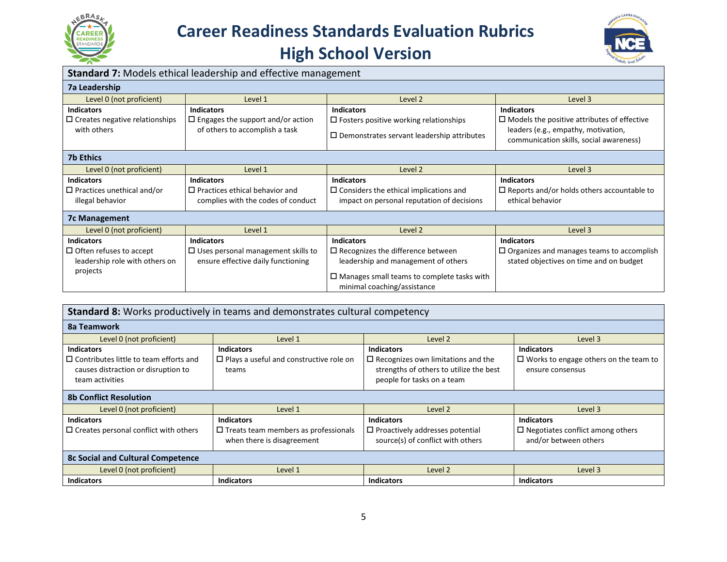# Career Readiness Standards Evaluation Rubrics
## High School Version

### Standard 7: Models ethical leadership and effective management

**7a Leadership**

| Level 0 (not proficient) | Level 1 | Level 2 | Level 3 |
|---|---|---|---|
| **Indicators**<br>☐ Creates negative relationships with others | **Indicators**<br>☐ Engages the support and/or action of others to accomplish a task | **Indicators**<br>☐ Fosters positive working relationships<br>☐ Demonstrates servant leadership attributes | **Indicators**<br>☐ Models the positive attributes of effective leaders (e.g., empathy, motivation, communication skills, social awareness) |

**7b Ethics**

| Level 0 (not proficient) | Level 1 | Level 2 | Level 3 |
|---|---|---|---|
| **Indicators**<br>☐ Practices unethical and/or illegal behavior | **Indicators**<br>☐ Practices ethical behavior and complies with the codes of conduct | **Indicators**<br>☐ Considers the ethical implications and impact on personal reputation of decisions | **Indicators**<br>☐ Reports and/or holds others accountable to ethical behavior |

**7c Management**

| Level 0 (not proficient) | Level 1 | Level 2 | Level 3 |
|---|---|---|---|
| **Indicators**<br>☐ Often refuses to accept leadership role with others on projects | **Indicators**<br>☐ Uses personal management skills to ensure effective daily functioning | **Indicators**<br>☐ Recognizes the difference between leadership and management of others<br>☐ Manages small teams to complete tasks with minimal coaching/assistance | **Indicators**<br>☐ Organizes and manages teams to accomplish stated objectives on time and on budget |

### Standard 8: Works productively in teams and demonstrates cultural competency

**8a Teamwork**

| Level 0 (not proficient) | Level 1 | Level 2 | Level 3 |
|---|---|---|---|
| **Indicators**<br>☐ Contributes little to team efforts and causes distraction or disruption to team activities | **Indicators**<br>☐ Plays a useful and constructive role on teams | **Indicators**<br>☐ Recognizes own limitations and the strengths of others to utilize the best people for tasks on a team | **Indicators**<br>☐ Works to engage others on the team to ensure consensus |

**8b Conflict Resolution**

| Level 0 (not proficient) | Level 1 | Level 2 | Level 3 |
|---|---|---|---|
| **Indicators**<br>☐ Creates personal conflict with others | **Indicators**<br>☐ Treats team members as professionals when there is disagreement | **Indicators**<br>☐ Proactively addresses potential source(s) of conflict with others | **Indicators**<br>☐ Negotiates conflict among others and/or between others |

**8c Social and Cultural Competence**

| Level 0 (not proficient) | Level 1 | Level 2 | Level 3 |
|---|---|---|---|
| **Indicators** | **Indicators** | **Indicators** | **Indicators** |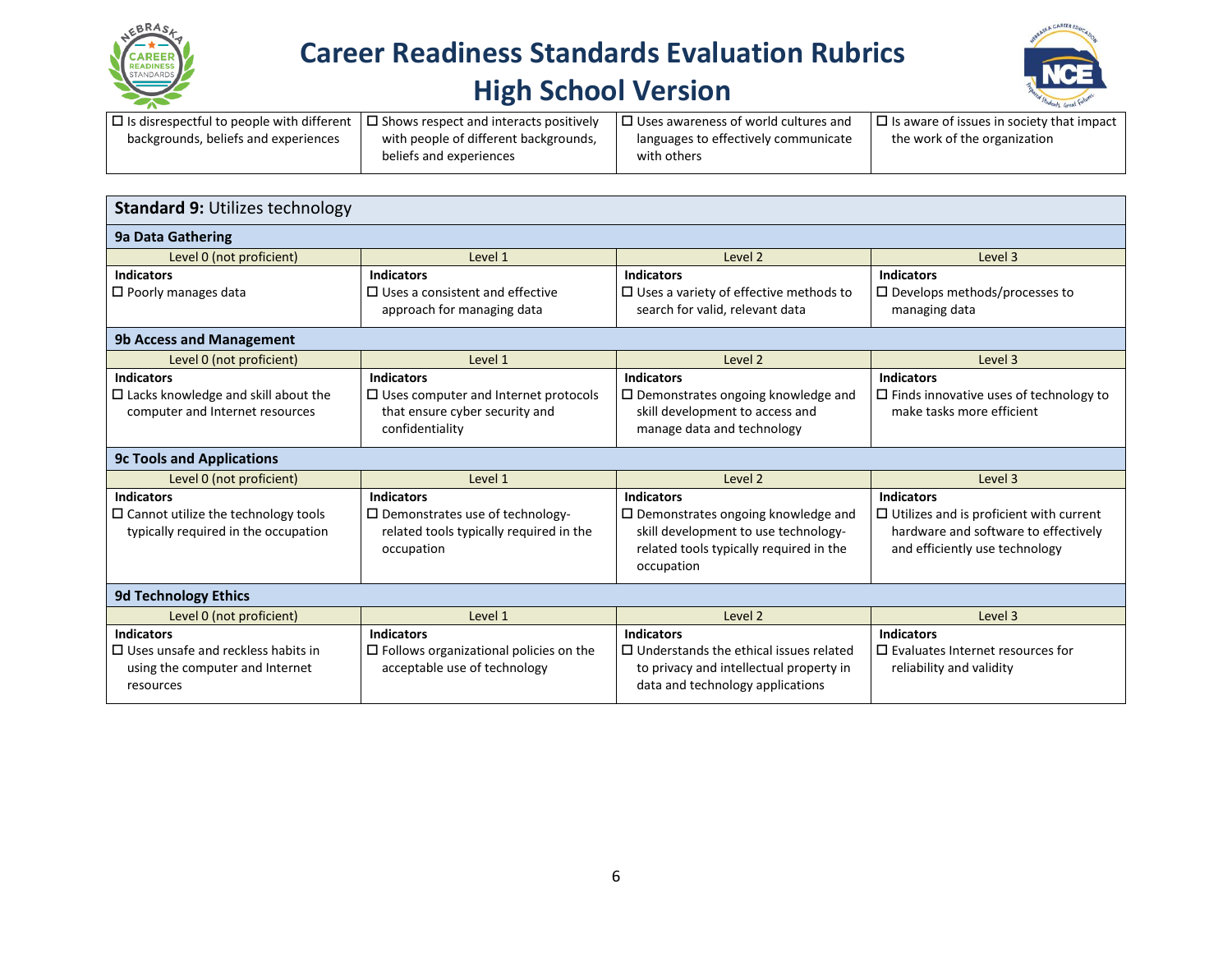| | | | |
|---|---|---|---|
| ☐ Is disrespectful to people with different backgrounds, beliefs and experiences | ☐ Shows respect and interacts positively with people of different backgrounds, beliefs and experiences | ☐ Uses awareness of world cultures and languages to effectively communicate with others | ☐ Is aware of issues in society that impact the work of the organization |

## Standard 9: Utilizes technology

### 9a Data Gathering

| Level 0 (not proficient) | Level 1 | Level 2 | Level 3 |
|---|---|---|---|
| **Indicators**<br>☐ Poorly manages data | **Indicators**<br>☐ Uses a consistent and effective approach for managing data | **Indicators**<br>☐ Uses a variety of effective methods to search for valid, relevant data | **Indicators**<br>☐ Develops methods/processes to managing data |

### 9b Access and Management

| Level 0 (not proficient) | Level 1 | Level 2 | Level 3 |
|---|---|---|---|
| **Indicators**<br>☐ Lacks knowledge and skill about the computer and Internet resources | **Indicators**<br>☐ Uses computer and Internet protocols that ensure cyber security and confidentiality | **Indicators**<br>☐ Demonstrates ongoing knowledge and skill development to access and manage data and technology | **Indicators**<br>☐ Finds innovative uses of technology to make tasks more efficient |

### 9c Tools and Applications

| Level 0 (not proficient) | Level 1 | Level 2 | Level 3 |
|---|---|---|---|
| **Indicators**<br>☐ Cannot utilize the technology tools typically required in the occupation | **Indicators**<br>☐ Demonstrates use of technology-related tools typically required in the occupation | **Indicators**<br>☐ Demonstrates ongoing knowledge and skill development to use technology-related tools typically required in the occupation | **Indicators**<br>☐ Utilizes and is proficient with current hardware and software to effectively and efficiently use technology |

### 9d Technology Ethics

| Level 0 (not proficient) | Level 1 | Level 2 | Level 3 |
|---|---|---|---|
| **Indicators**<br>☐ Uses unsafe and reckless habits in using the computer and Internet resources | **Indicators**<br>☐ Follows organizational policies on the acceptable use of technology | **Indicators**<br>☐ Understands the ethical issues related to privacy and intellectual property in data and technology applications | **Indicators**<br>☐ Evaluates Internet resources for reliability and validity |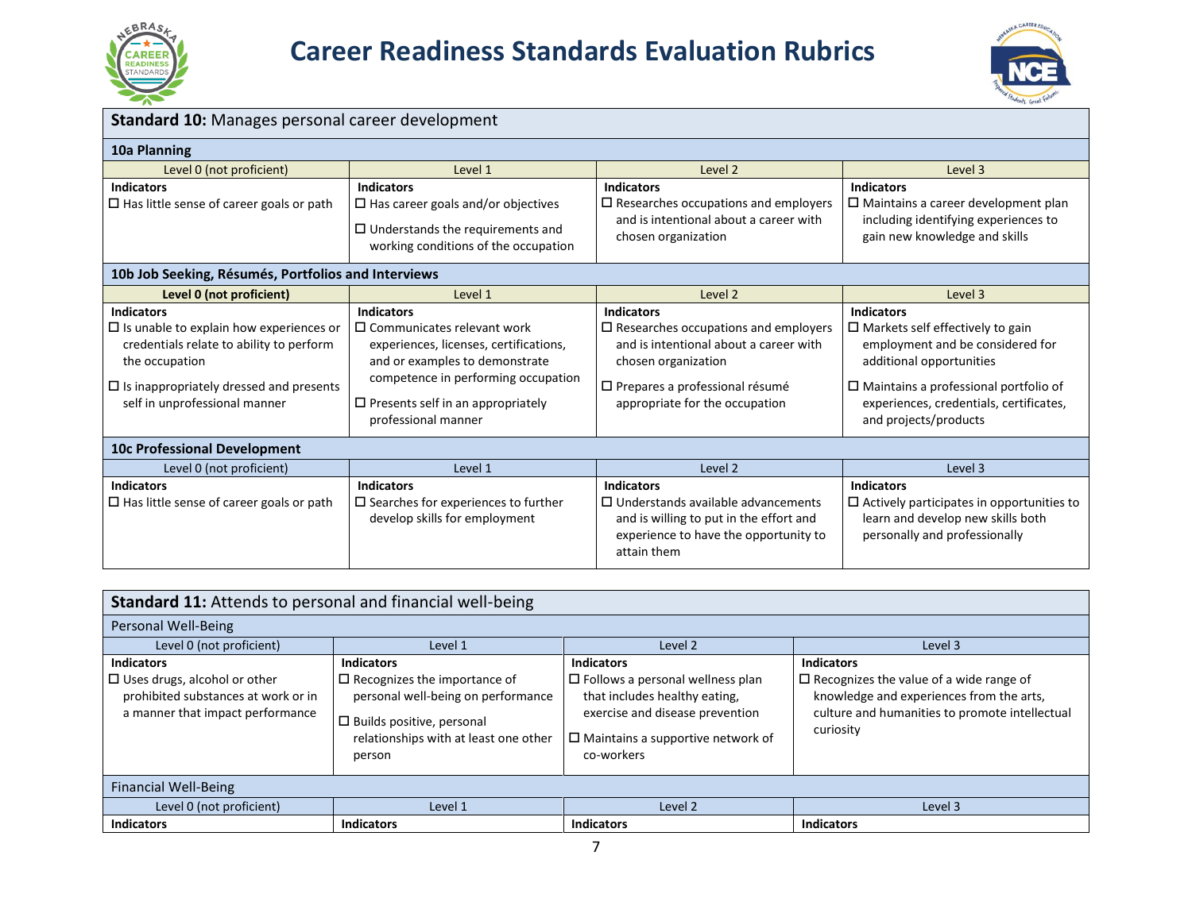# Career Readiness Standards Evaluation Rubrics

## Standard 10: Manages personal career development

### 10a Planning

| Level 0 (not proficient) | Level 1 | Level 2 | Level 3 |
|---|---|---|---|
| **Indicators**<br>☐ Has little sense of career goals or path | **Indicators**<br>☐ Has career goals and/or objectives<br>☐ Understands the requirements and working conditions of the occupation | **Indicators**<br>☐ Researches occupations and employers and is intentional about a career with chosen organization | **Indicators**<br>☐ Maintains a career development plan including identifying experiences to gain new knowledge and skills |

### 10b Job Seeking, Résumés, Portfolios and Interviews

| **Level 0 (not proficient)** | Level 1 | Level 2 | Level 3 |
|---|---|---|---|
| **Indicators**<br>☐ Is unable to explain how experiences or credentials relate to ability to perform the occupation<br>☐ Is inappropriately dressed and presents self in unprofessional manner | **Indicators**<br>☐ Communicates relevant work experiences, licenses, certifications, and or examples to demonstrate competence in performing occupation<br>☐ Presents self in an appropriately professional manner | **Indicators**<br>☐ Researches occupations and employers and is intentional about a career with chosen organization<br>☐ Prepares a professional résumé appropriate for the occupation | **Indicators**<br>☐ Markets self effectively to gain employment and be considered for additional opportunities<br>☐ Maintains a professional portfolio of experiences, credentials, certificates, and projects/products |

### 10c Professional Development

| Level 0 (not proficient) | Level 1 | Level 2 | Level 3 |
|---|---|---|---|
| **Indicators**<br>☐ Has little sense of career goals or path | **Indicators**<br>☐ Searches for experiences to further develop skills for employment | **Indicators**<br>☐ Understands available advancements and is willing to put in the effort and experience to have the opportunity to attain them | **Indicators**<br>☐ Actively participates in opportunities to learn and develop new skills both personally and professionally |

## Standard 11: Attends to personal and financial well-being

### Personal Well-Being

| Level 0 (not proficient) | Level 1 | Level 2 | Level 3 |
|---|---|---|---|
| **Indicators**<br>☐ Uses drugs, alcohol or other prohibited substances at work or in a manner that impact performance | **Indicators**<br>☐ Recognizes the importance of personal well-being on performance<br>☐ Builds positive, personal relationships with at least one other person | **Indicators**<br>☐ Follows a personal wellness plan that includes healthy eating, exercise and disease prevention<br>☐ Maintains a supportive network of co-workers | **Indicators**<br>☐ Recognizes the value of a wide range of knowledge and experiences from the arts, culture and humanities to promote intellectual curiosity |

### Financial Well-Being

| Level 0 (not proficient) | Level 1 | Level 2 | Level 3 |
|---|---|---|---|
| **Indicators** | **Indicators** | **Indicators** | **Indicators** |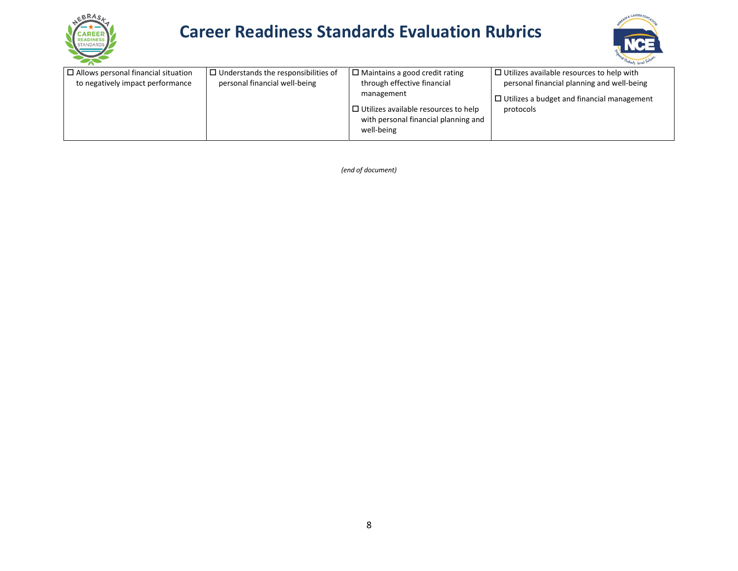| | | | |
|---|---|---|---|
| ☐ Allows personal financial situation to negatively impact performance | ☐ Understands the responsibilities of personal financial well-being | ☐ Maintains a good credit rating through effective financial management<br>☐ Utilizes available resources to help with personal financial planning and well-being | ☐ Utilizes available resources to help with personal financial planning and well-being<br>☐ Utilizes a budget and financial management protocols |

*(end of document)*